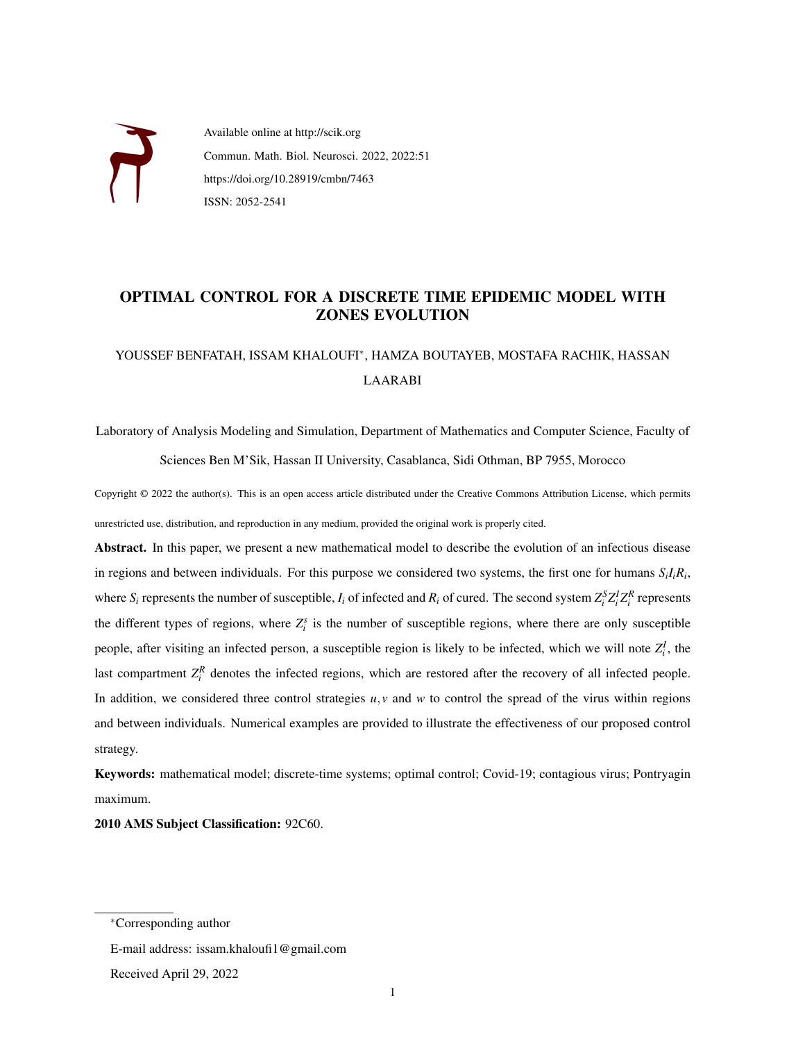Available online at http://scik.org

Commun. Math. Biol. Neurosci. 2022, 2022:51

https://doi.org/10.28919/cmbn/7463

ISSN: 2052-2541

# OPTIMAL CONTROL FOR A DISCRETE TIME EPIDEMIC MODEL WITH ZONES EVOLUTION

YOUSSEF BENFATAH, ISSAM KHALOUFI*, HAMZA BOUTAYEB, MOSTAFA RACHIK, HASSAN LAARABI

Laboratory of Analysis Modeling and Simulation, Department of Mathematics and Computer Science, Faculty of Sciences Ben M'Sik, Hassan II University, Casablanca, Sidi Othman, BP 7955, Morocco

Copyright © 2022 the author(s). This is an open access article distributed under the Creative Commons Attribution License, which permits unrestricted use, distribution, and reproduction in any medium, provided the original work is properly cited.

**Abstract.** In this paper, we present a new mathematical model to describe the evolution of an infectious disease in regions and between individuals. For this purpose we considered two systems, the first one for humans $S_iI_iR_i$, where $S_i$ represents the number of susceptible, $I_i$ of infected and $R_i$ of cured. The second system $Z_i^SZ_i^IZ_i^R$ represents the different types of regions, where $Z_i^s$ is the number of susceptible regions, where there are only susceptible people, after visiting an infected person, a susceptible region is likely to be infected, which we will note $Z_i^I$, the last compartment $Z_i^R$ denotes the infected regions, which are restored after the recovery of all infected people. In addition, we considered three control strategies $u, v$ and $w$ to control the spread of the virus within regions and between individuals. Numerical examples are provided to illustrate the effectiveness of our proposed control strategy.

**Keywords:** mathematical model; discrete-time systems; optimal control; Covid-19; contagious virus; Pontryagin maximum.

**2010 AMS Subject Classification:** 92C60.

---

*Corresponding author

E-mail address: issam.khaloufi1@gmail.com

Received April 29, 2022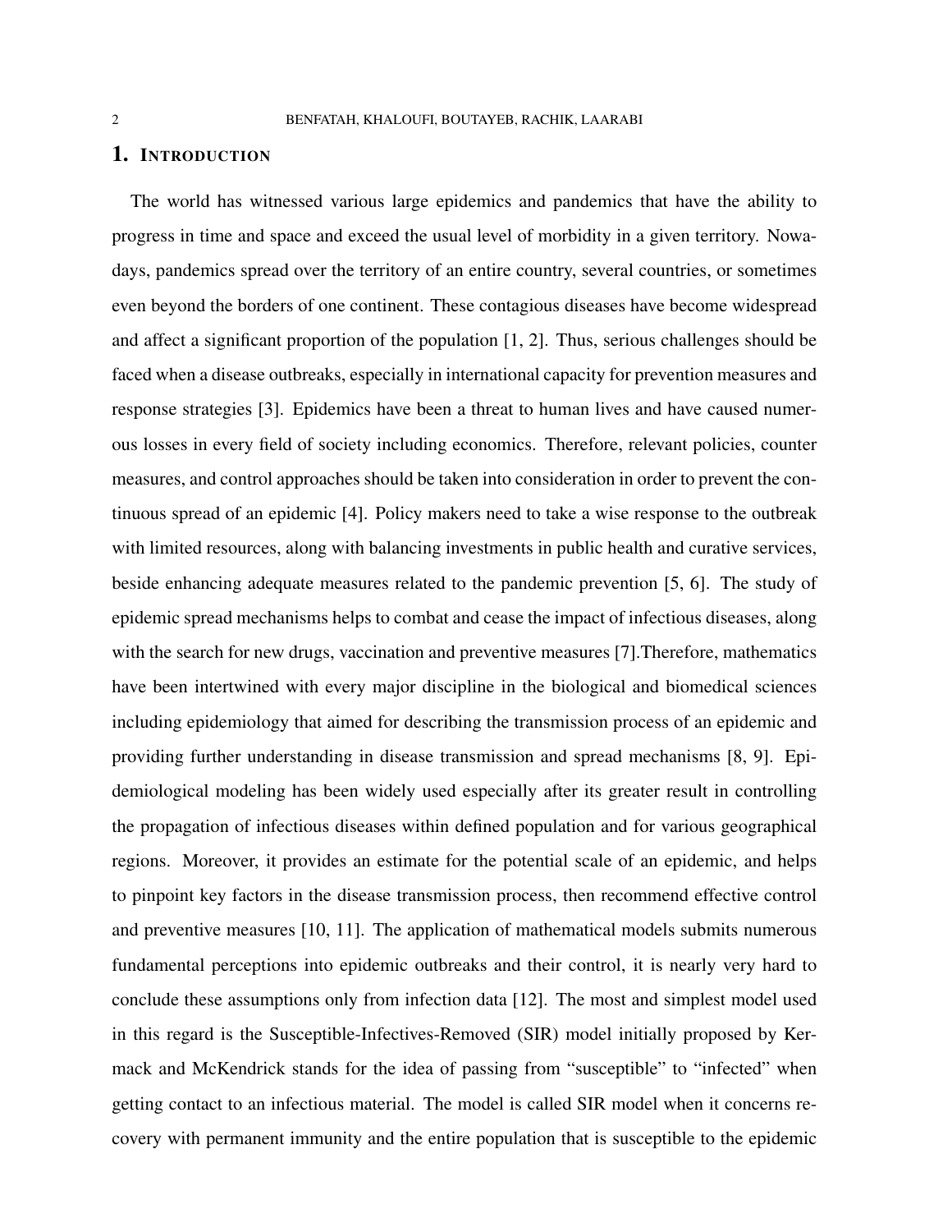# 1. Introduction

The world has witnessed various large epidemics and pandemics that have the ability to progress in time and space and exceed the usual level of morbidity in a given territory. Nowadays, pandemics spread over the territory of an entire country, several countries, or sometimes even beyond the borders of one continent. These contagious diseases have become widespread and affect a significant proportion of the population [1, 2]. Thus, serious challenges should be faced when a disease outbreaks, especially in international capacity for prevention measures and response strategies [3]. Epidemics have been a threat to human lives and have caused numerous losses in every field of society including economics. Therefore, relevant policies, counter measures, and control approaches should be taken into consideration in order to prevent the continuous spread of an epidemic [4]. Policy makers need to take a wise response to the outbreak with limited resources, along with balancing investments in public health and curative services, beside enhancing adequate measures related to the pandemic prevention [5, 6]. The study of epidemic spread mechanisms helps to combat and cease the impact of infectious diseases, along with the search for new drugs, vaccination and preventive measures [7].Therefore, mathematics have been intertwined with every major discipline in the biological and biomedical sciences including epidemiology that aimed for describing the transmission process of an epidemic and providing further understanding in disease transmission and spread mechanisms [8, 9]. Epidemiological modeling has been widely used especially after its greater result in controlling the propagation of infectious diseases within defined population and for various geographical regions. Moreover, it provides an estimate for the potential scale of an epidemic, and helps to pinpoint key factors in the disease transmission process, then recommend effective control and preventive measures [10, 11]. The application of mathematical models submits numerous fundamental perceptions into epidemic outbreaks and their control, it is nearly very hard to conclude these assumptions only from infection data [12]. The most and simplest model used in this regard is the Susceptible-Infectives-Removed (SIR) model initially proposed by Kermack and McKendrick stands for the idea of passing from "susceptible" to "infected" when getting contact to an infectious material. The model is called SIR model when it concerns recovery with permanent immunity and the entire population that is susceptible to the epidemic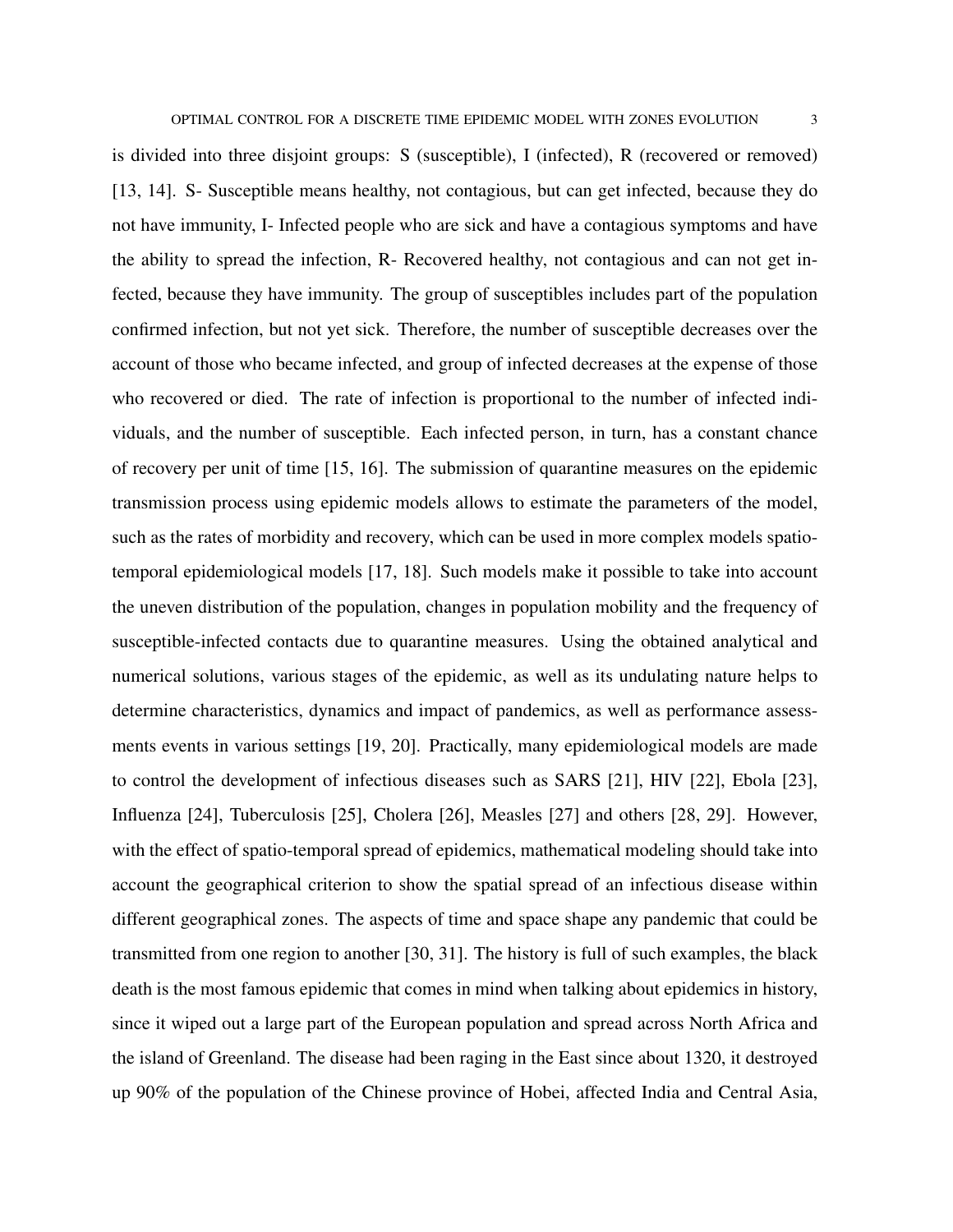is divided into three disjoint groups: S (susceptible), I (infected), R (recovered or removed) [13, 14]. S- Susceptible means healthy, not contagious, but can get infected, because they do not have immunity, I- Infected people who are sick and have a contagious symptoms and have the ability to spread the infection, R- Recovered healthy, not contagious and can not get infected, because they have immunity. The group of susceptibles includes part of the population confirmed infection, but not yet sick. Therefore, the number of susceptible decreases over the account of those who became infected, and group of infected decreases at the expense of those who recovered or died. The rate of infection is proportional to the number of infected individuals, and the number of susceptible. Each infected person, in turn, has a constant chance of recovery per unit of time [15, 16]. The submission of quarantine measures on the epidemic transmission process using epidemic models allows to estimate the parameters of the model, such as the rates of morbidity and recovery, which can be used in more complex models spatio-temporal epidemiological models [17, 18]. Such models make it possible to take into account the uneven distribution of the population, changes in population mobility and the frequency of susceptible-infected contacts due to quarantine measures. Using the obtained analytical and numerical solutions, various stages of the epidemic, as well as its undulating nature helps to determine characteristics, dynamics and impact of pandemics, as well as performance assessments events in various settings [19, 20]. Practically, many epidemiological models are made to control the development of infectious diseases such as SARS [21], HIV [22], Ebola [23], Influenza [24], Tuberculosis [25], Cholera [26], Measles [27] and others [28, 29]. However, with the effect of spatio-temporal spread of epidemics, mathematical modeling should take into account the geographical criterion to show the spatial spread of an infectious disease within different geographical zones. The aspects of time and space shape any pandemic that could be transmitted from one region to another [30, 31]. The history is full of such examples, the black death is the most famous epidemic that comes in mind when talking about epidemics in history, since it wiped out a large part of the European population and spread across North Africa and the island of Greenland. The disease had been raging in the East since about 1320, it destroyed up 90% of the population of the Chinese province of Hobei, affected India and Central Asia,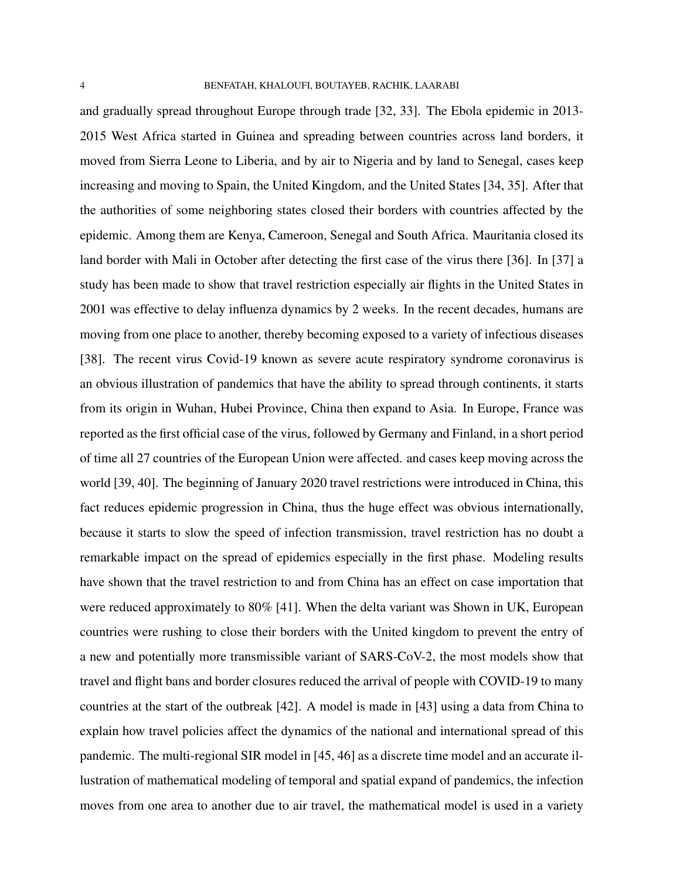and gradually spread throughout Europe through trade [32, 33]. The Ebola epidemic in 2013-2015 West Africa started in Guinea and spreading between countries across land borders, it moved from Sierra Leone to Liberia, and by air to Nigeria and by land to Senegal, cases keep increasing and moving to Spain, the United Kingdom, and the United States [34, 35]. After that the authorities of some neighboring states closed their borders with countries affected by the epidemic. Among them are Kenya, Cameroon, Senegal and South Africa. Mauritania closed its land border with Mali in October after detecting the first case of the virus there [36]. In [37] a study has been made to show that travel restriction especially air flights in the United States in 2001 was effective to delay influenza dynamics by 2 weeks. In the recent decades, humans are moving from one place to another, thereby becoming exposed to a variety of infectious diseases [38]. The recent virus Covid-19 known as severe acute respiratory syndrome coronavirus is an obvious illustration of pandemics that have the ability to spread through continents, it starts from its origin in Wuhan, Hubei Province, China then expand to Asia. In Europe, France was reported as the first official case of the virus, followed by Germany and Finland, in a short period of time all 27 countries of the European Union were affected. and cases keep moving across the world [39, 40]. The beginning of January 2020 travel restrictions were introduced in China, this fact reduces epidemic progression in China, thus the huge effect was obvious internationally, because it starts to slow the speed of infection transmission, travel restriction has no doubt a remarkable impact on the spread of epidemics especially in the first phase. Modeling results have shown that the travel restriction to and from China has an effect on case importation that were reduced approximately to 80% [41]. When the delta variant was Shown in UK, European countries were rushing to close their borders with the United kingdom to prevent the entry of a new and potentially more transmissible variant of SARS-CoV-2, the most models show that travel and flight bans and border closures reduced the arrival of people with COVID-19 to many countries at the start of the outbreak [42]. A model is made in [43] using a data from China to explain how travel policies affect the dynamics of the national and international spread of this pandemic. The multi-regional SIR model in [45, 46] as a discrete time model and an accurate illustration of mathematical modeling of temporal and spatial expand of pandemics, the infection moves from one area to another due to air travel, the mathematical model is used in a variety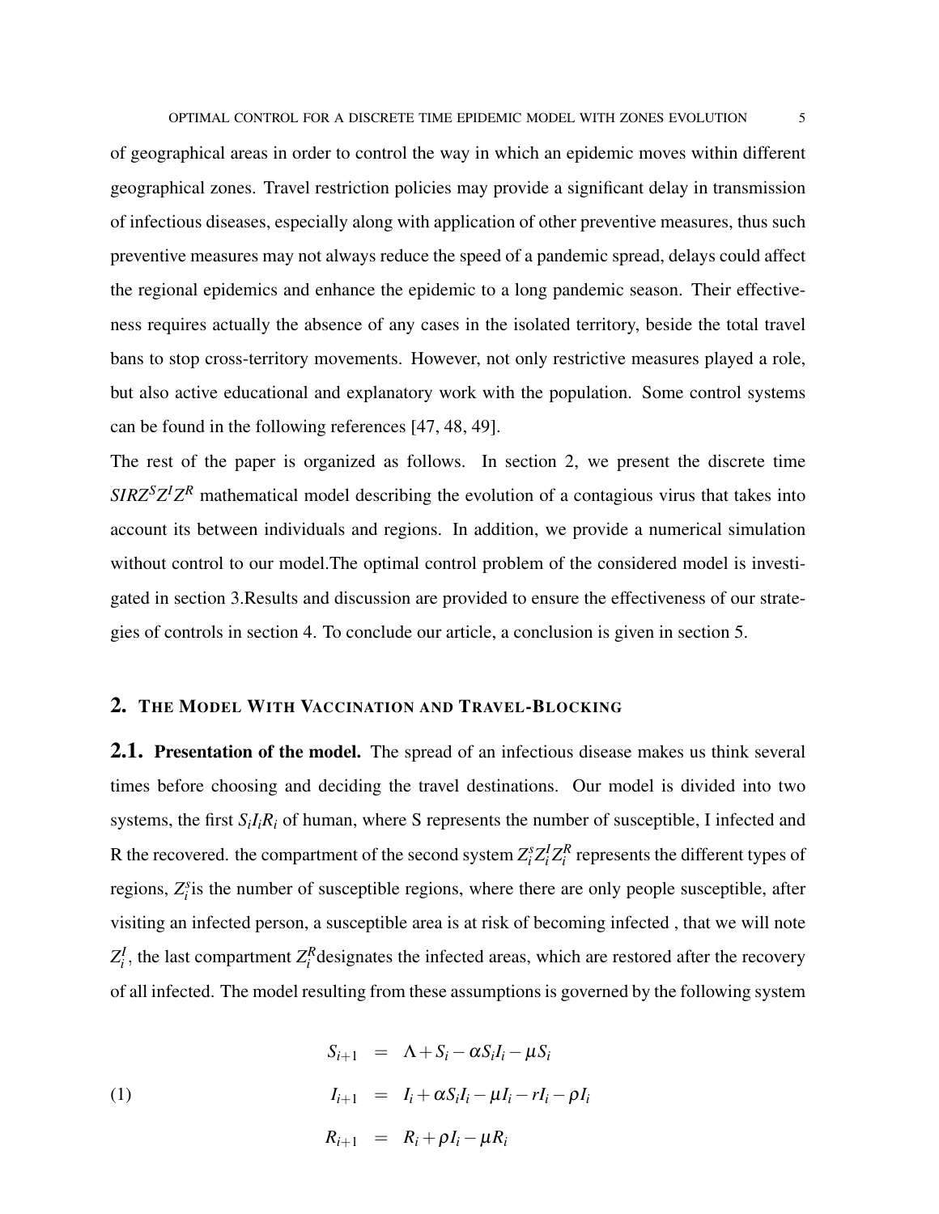of geographical areas in order to control the way in which an epidemic moves within different geographical zones. Travel restriction policies may provide a significant delay in transmission of infectious diseases, especially along with application of other preventive measures, thus such preventive measures may not always reduce the speed of a pandemic spread, delays could affect the regional epidemics and enhance the epidemic to a long pandemic season. Their effectiveness requires actually the absence of any cases in the isolated territory, beside the total travel bans to stop cross-territory movements. However, not only restrictive measures played a role, but also active educational and explanatory work with the population. Some control systems can be found in the following references [47, 48, 49].

The rest of the paper is organized as follows. In section 2, we present the discrete time $SIRZ^SZ^IZ^R$ mathematical model describing the evolution of a contagious virus that takes into account its between individuals and regions. In addition, we provide a numerical simulation without control to our model.The optimal control problem of the considered model is investigated in section 3.Results and discussion are provided to ensure the effectiveness of our strategies of controls in section 4. To conclude our article, a conclusion is given in section 5.

## 2. The Model With Vaccination and Travel-Blocking

**2.1. Presentation of the model.** The spread of an infectious disease makes us think several times before choosing and deciding the travel destinations. Our model is divided into two systems, the first $S_iI_iR_i$ of human, where S represents the number of susceptible, I infected and R the recovered. the compartment of the second system $Z_i^sZ_i^IZ_i^R$ represents the different types of regions, $Z_i^s$is the number of susceptible regions, where there are only people susceptible, after visiting an infected person, a susceptible area is at risk of becoming infected , that we will note $Z_i^I$, the last compartment $Z_i^R$designates the infected areas, which are restored after the recovery of all infected. The model resulting from these assumptions is governed by the following system

$$
\begin{aligned}
S_{i+1} &= \Lambda + S_i - \alpha S_i I_i - \mu S_i \\
I_{i+1} &= I_i + \alpha S_i I_i - \mu I_i - r I_i - \rho I_i \\
R_{i+1} &= R_i + \rho I_i - \mu R_i
\end{aligned}
\tag{1}
$$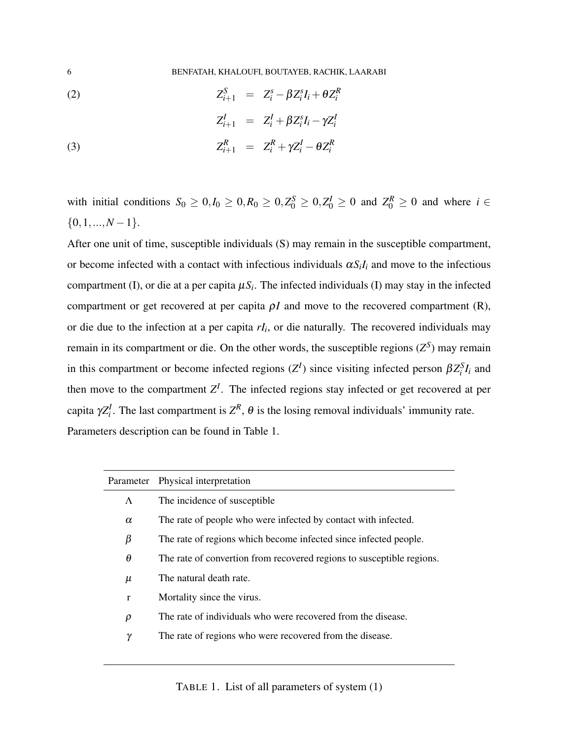$$
\begin{aligned}
Z^S_{i+1} &= Z^s_i - \beta Z^s_i I_i + \theta Z^R_i \qquad (2)\\
Z^I_{i+1} &= Z^I_i + \beta Z^s_i I_i - \gamma Z^I_i\\
Z^R_{i+1} &= Z^R_i + \gamma Z^I_i - \theta Z^R_i \qquad (3)
\end{aligned}
$$

with initial conditions $S_0 \geq 0, I_0 \geq 0, R_0 \geq 0, Z^S_0 \geq 0, Z^I_0 \geq 0$ and $Z^R_0 \geq 0$ and where $i \in \{0,1,...,N-1\}$.

After one unit of time, susceptible individuals (S) may remain in the susceptible compartment, or become infected with a contact with infectious individuals $\alpha S_i I_i$ and move to the infectious compartment (I), or die at a per capita $\mu S_i$. The infected individuals (I) may stay in the infected compartment or get recovered at per capita $\rho I$ and move to the recovered compartment (R), or die due to the infection at a per capita $r I_i$, or die naturally. The recovered individuals may remain in its compartment or die. On the other words, the susceptible regions ($Z^S$) may remain in this compartment or become infected regions ($Z^I$) since visiting infected person $\beta Z^S_i I_i$ and then move to the compartment $Z^I$. The infected regions stay infected or get recovered at per capita $\gamma Z^I_i$. The last compartment is $Z^R$, $\theta$ is the losing removal individuals' immunity rate. Parameters description can be found in Table 1.

| Parameter | Physical interpretation |
|---|---|
| $\Lambda$ | The incidence of susceptible |
| $\alpha$ | The rate of people who were infected by contact with infected. |
| $\beta$ | The rate of regions which become infected since infected people. |
| $\theta$ | The rate of convertion from recovered regions to susceptible regions. |
| $\mu$ | The natural death rate. |
| r | Mortality since the virus. |
| $\rho$ | The rate of individuals who were recovered from the disease. |
| $\gamma$ | The rate of regions who were recovered from the disease. |

TABLE 1. List of all parameters of system (1)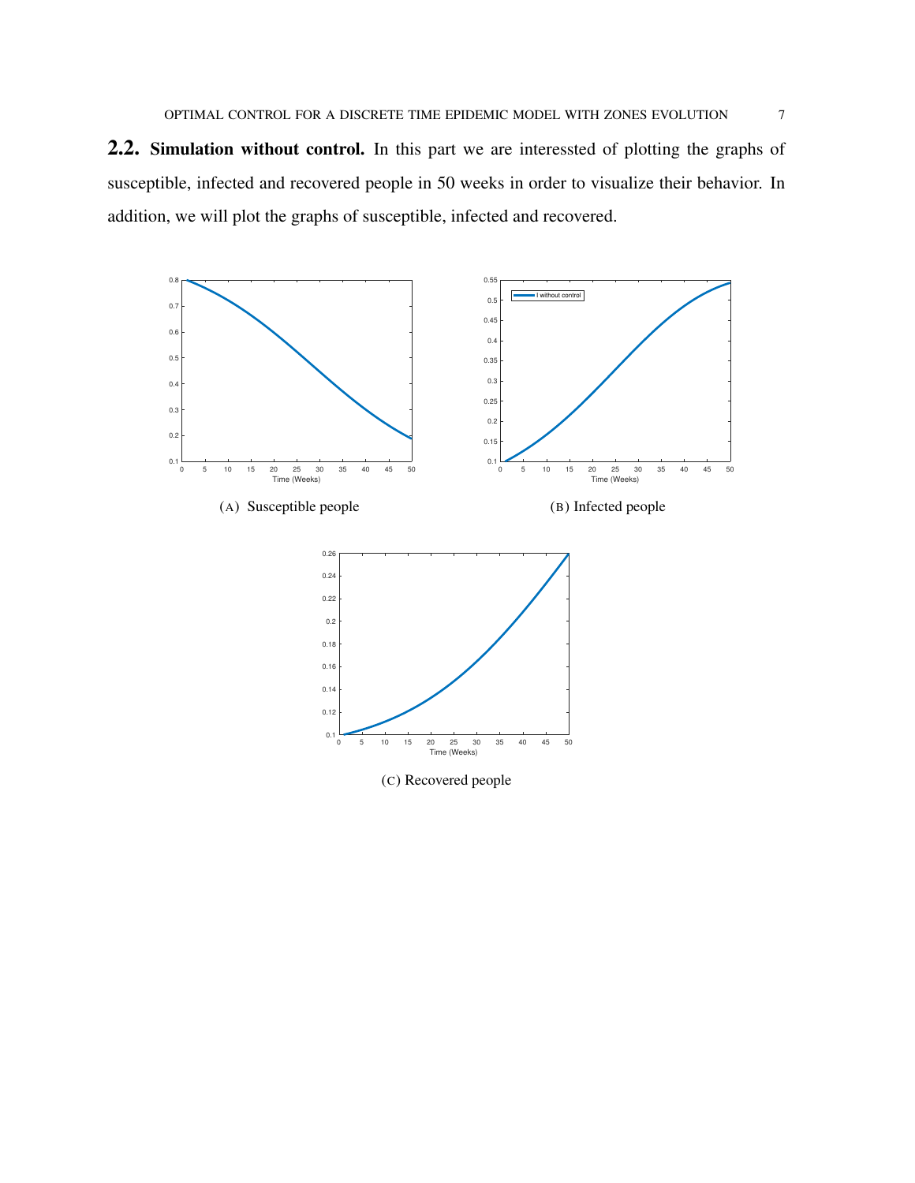**2.2. Simulation without control.** In this part we are interessted of plotting the graphs of susceptible, infected and recovered people in 50 weeks in order to visualize their behavior. In addition, we will plot the graphs of susceptible, infected and recovered.

(A) Susceptible people

(B) Infected people

(C) Recovered people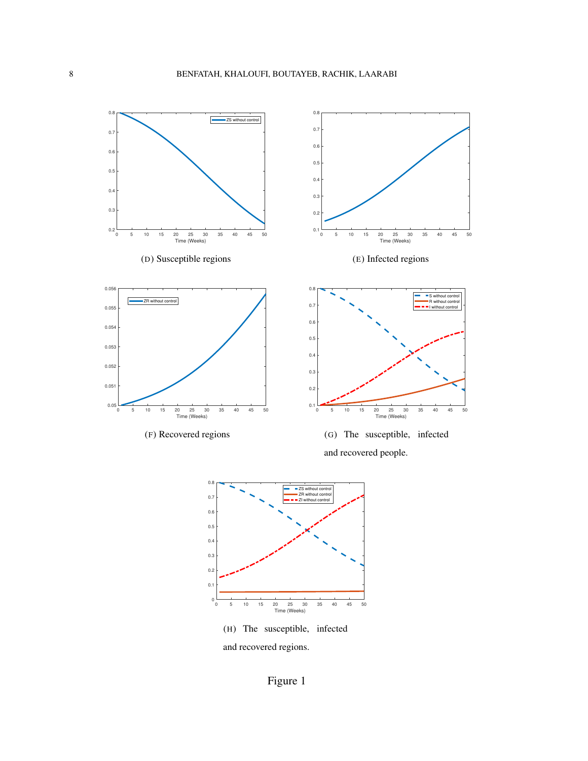(D) Susceptible regions

(E) Infected regions

(F) Recovered regions

(G) The susceptible, infected and recovered people.

(H) The susceptible, infected and recovered regions.

Figure 1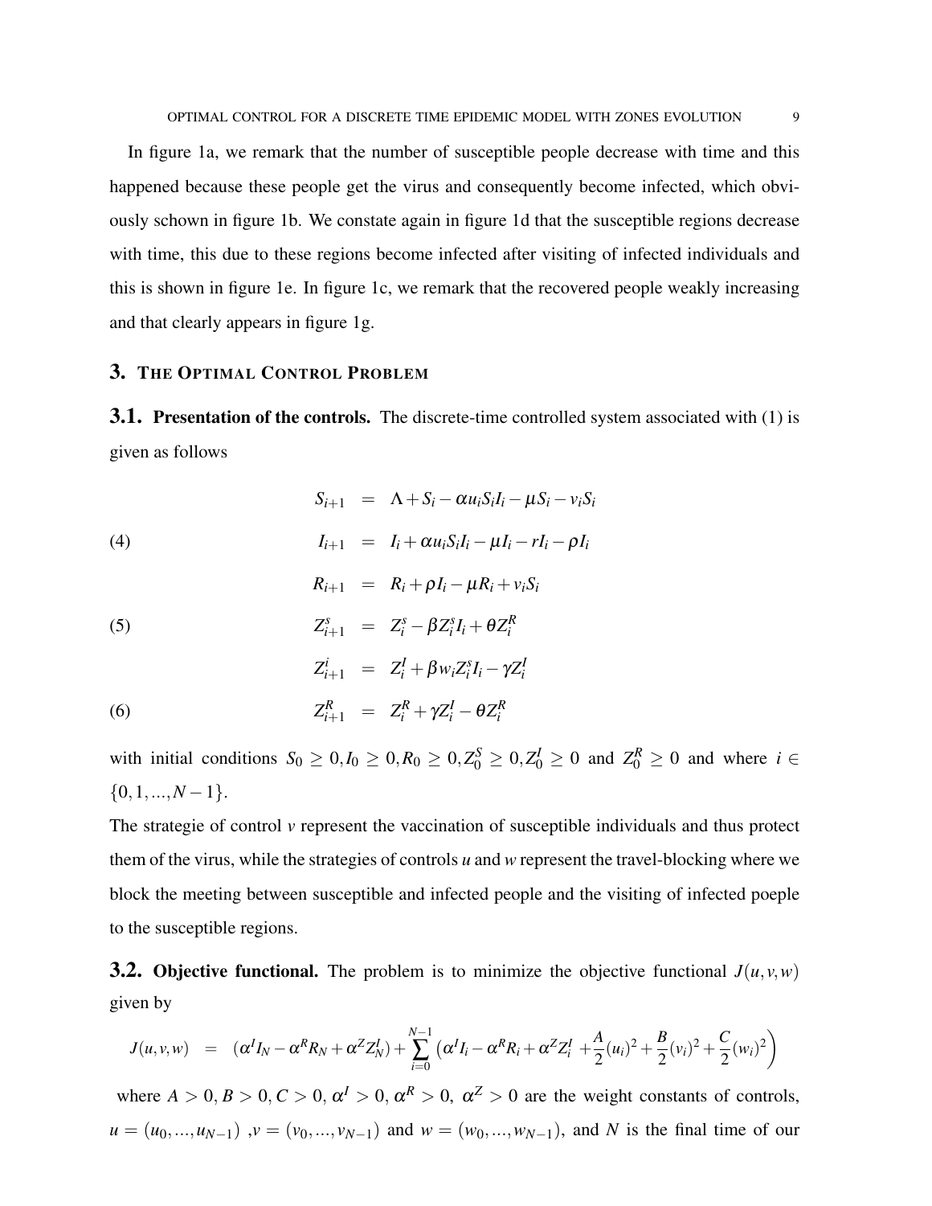In figure 1a, we remark that the number of susceptible people decrease with time and this happened because these people get the virus and consequently become infected, which obviously schown in figure 1b. We constate again in figure 1d that the susceptible regions decrease with time, this due to these regions become infected after visiting of infected individuals and this is shown in figure 1e. In figure 1c, we remark that the recovered people weakly increasing and that clearly appears in figure 1g.

## 3. The Optimal Control Problem

### 3.1. Presentation of the controls.

The discrete-time controlled system associated with (1) is given as follows

$$
\begin{aligned}
S_{i+1} &= \Lambda + S_i - \alpha u_i S_i I_i - \mu S_i - v_i S_i \\
I_{i+1} &= I_i + \alpha u_i S_i I_i - \mu I_i - r I_i - \rho I_i \qquad (4) \\
R_{i+1} &= R_i + \rho I_i - \mu R_i + v_i S_i \\
Z^s_{i+1} &= Z^s_i - \beta Z^s_i I_i + \theta Z^R_i \qquad (5) \\
Z^i_{i+1} &= Z^I_i + \beta w_i Z^s_i I_i - \gamma Z^I_i \\
Z^R_{i+1} &= Z^R_i + \gamma Z^I_i - \theta Z^R_i \qquad (6)
\end{aligned}
$$

with initial conditions $S_0 \geq 0, I_0 \geq 0, R_0 \geq 0, Z^S_0 \geq 0, Z^I_0 \geq 0$ and $Z^R_0 \geq 0$ and where $i \in \{0, 1, ..., N-1\}$.

The strategie of control $v$ represent the vaccination of susceptible individuals and thus protect them of the virus, while the strategies of controls $u$ and $w$ represent the travel-blocking where we block the meeting between susceptible and infected people and the visiting of infected poeple to the susceptible regions.

### 3.2. Objective functional.

The problem is to minimize the objective functional $J(u, v, w)$ given by

$$
J(u,v,w) = (\alpha^I I_N - \alpha^R R_N + \alpha^Z Z^I_N) + \sum_{i=0}^{N-1} \left( \alpha^I I_i - \alpha^R R_i + \alpha^Z Z^I_i + \frac{A}{2}(u_i)^2 + \frac{B}{2}(v_i)^2 + \frac{C}{2}(w_i)^2 \right)
$$

where $A > 0, B > 0, C > 0, \alpha^I > 0, \alpha^R > 0, \alpha^Z > 0$ are the weight constants of controls, $u = (u_0, ..., u_{N-1})$ ,$v = (v_0, ..., v_{N-1})$ and $w = (w_0, ..., w_{N-1})$, and $N$ is the final time of our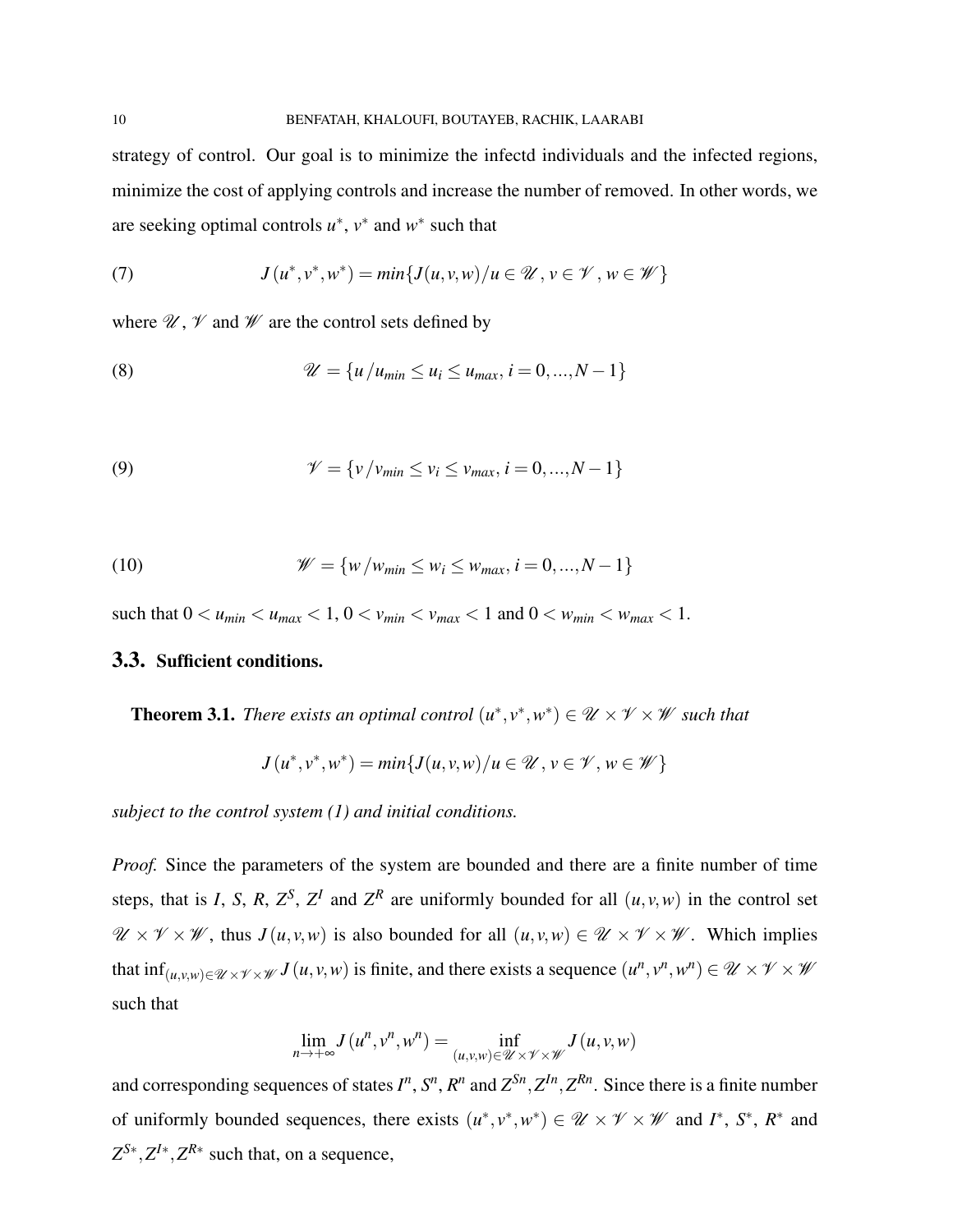strategy of control. Our goal is to minimize the infectd individuals and the infected regions, minimize the cost of applying controls and increase the number of removed. In other words, we are seeking optimal controls $u^*$, $v^*$ and $w^*$ such that

$$J\left(u^*, v^*, w^*\right) = min\{J(u,v,w) / u \in \mathscr{U}\,, v \in \mathscr{V}\,, w \in \mathscr{W}\} \tag{7}$$

where $\mathscr{U}$, $\mathscr{V}$ and $\mathscr{W}$ are the control sets defined by

$$\mathscr{U} = \{u / u_{min} \leq u_i \leq u_{max}, i = 0, ..., N-1\} \tag{8}$$

$$\mathscr{V} = \{v / v_{min} \leq v_i \leq v_{max}, i = 0, ..., N-1\} \tag{9}$$

$$\mathscr{W} = \{w / w_{min} \leq w_i \leq w_{max}, i = 0, ..., N-1\} \tag{10}$$

such that $0 < u_{min} < u_{max} < 1$, $0 < v_{min} < v_{max} < 1$ and $0 < w_{min} < w_{max} < 1$.

## 3.3. Sufficient conditions.

**Theorem 3.1.** *There exists an optimal control $(u^*, v^*, w^*) \in \mathscr{U} \times \mathscr{V} \times \mathscr{W}$ such that*

$$J\left(u^*, v^*, w^*\right) = min\{J(u,v,w) / u \in \mathscr{U}\,, v \in \mathscr{V}\,, w \in \mathscr{W}\}$$

*subject to the control system (1) and initial conditions.*

*Proof.* Since the parameters of the system are bounded and there are a finite number of time steps, that is $I$, $S$, $R$, $Z^S$, $Z^I$ and $Z^R$ are uniformly bounded for all $(u, v, w)$ in the control set $\mathscr{U} \times \mathscr{V} \times \mathscr{W}$, thus $J(u, v, w)$ is also bounded for all $(u, v, w) \in \mathscr{U} \times \mathscr{V} \times \mathscr{W}$. Which implies that $\inf_{(u,v,w) \in \mathscr{U} \times \mathscr{V} \times \mathscr{W}} J(u, v, w)$ is finite, and there exists a sequence $(u^n, v^n, w^n) \in \mathscr{U} \times \mathscr{V} \times \mathscr{W}$ such that

$$\lim_{n \to +\infty} J\left(u^n, v^n, w^n\right) = \inf_{(u,v,w) \in \mathscr{U} \times \mathscr{V} \times \mathscr{W}} J\left(u, v, w\right)$$

and corresponding sequences of states $I^n$, $S^n$, $R^n$ and $Z^{Sn}, Z^{In}, Z^{Rn}$. Since there is a finite number of uniformly bounded sequences, there exists $(u^*, v^*, w^*) \in \mathscr{U} \times \mathscr{V} \times \mathscr{W}$ and $I^*$, $S^*$, $R^*$ and $Z^{S*}, Z^{I*}, Z^{R*}$ such that, on a sequence,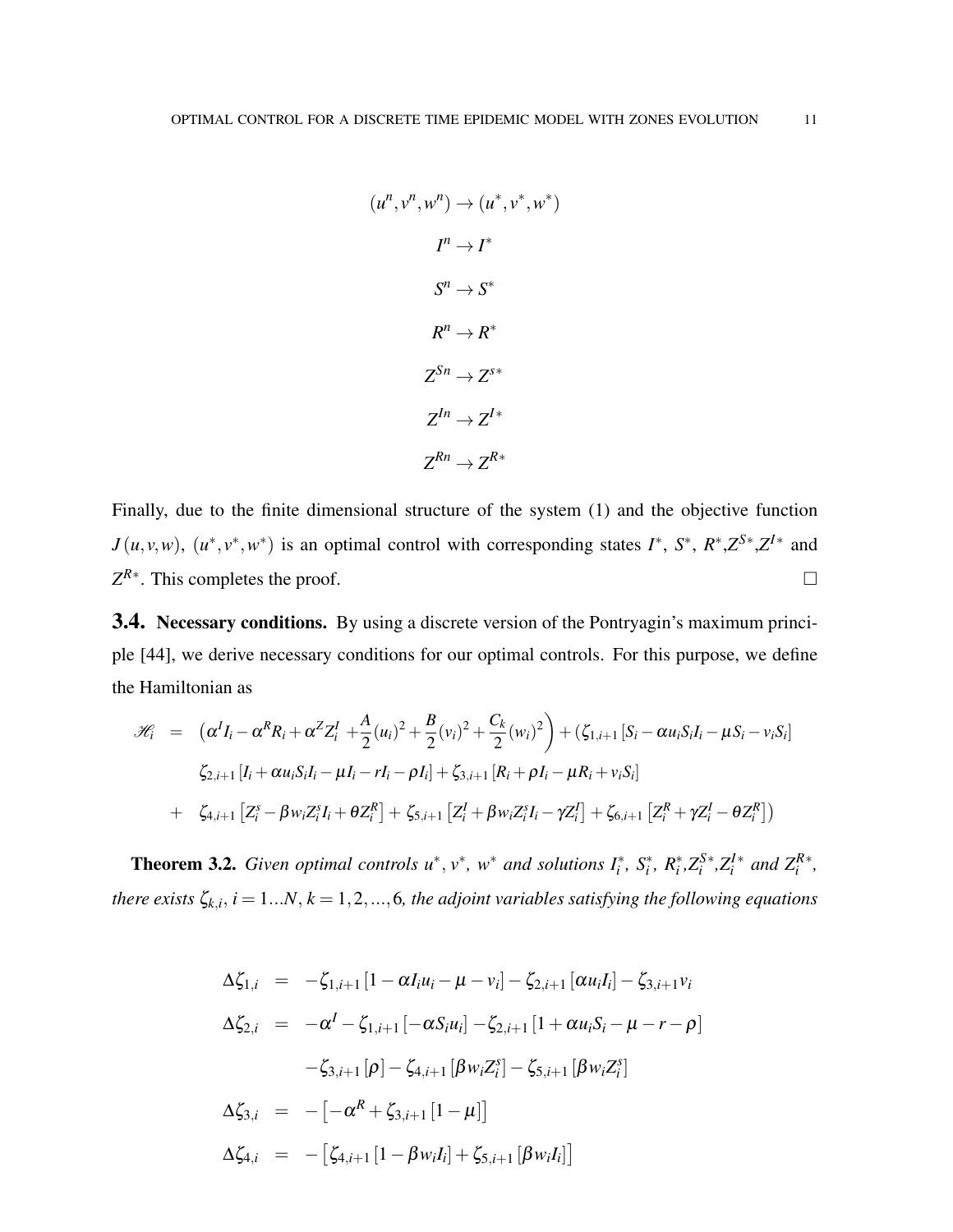$$(u^n, v^n, w^n) \rightarrow (u^*, v^*, w^*)$$

$$I^n \rightarrow I^*$$

$$S^n \rightarrow S^*$$

$$R^n \rightarrow R^*$$

$$Z^{Sn} \rightarrow Z^{s*}$$

$$Z^{In} \rightarrow Z^{I*}$$

$$Z^{Rn} \rightarrow Z^{R*}$$

Finally, due to the finite dimensional structure of the system (1) and the objective function $J(u,v,w)$, $(u^*, v^*, w^*)$ is an optimal control with corresponding states $I^*$, $S^*$, $R^*$,$Z^{S*}$,$Z^{I*}$ and $Z^{R*}$. This completes the proof. $\square$

### 3.4. Necessary conditions.

By using a discrete version of the Pontryagin's maximum principle [44], we derive necessary conditions for our optimal controls. For this purpose, we define the Hamiltonian as

$$\begin{aligned}
\mathscr{H}_i &= \left(\alpha^I I_i - \alpha^R R_i + \alpha^Z Z_i^I + \frac{A}{2}(u_i)^2 + \frac{B}{2}(v_i)^2 + \frac{C_k}{2}(w_i)^2\right) + (\zeta_{1,i+1}\left[S_i - \alpha u_i S_i I_i - \mu S_i - v_i S_i\right] \\
&\quad \zeta_{2,i+1}\left[I_i + \alpha u_i S_i I_i - \mu I_i - r I_i - \rho I_i\right] + \zeta_{3,i+1}\left[R_i + \rho I_i - \mu R_i + v_i S_i\right] \\
&+ \quad \zeta_{4,i+1}\left[Z_i^s - \beta w_i Z_i^s I_i + \theta Z_i^R\right] + \zeta_{5,i+1}\left[Z_i^I + \beta w_i Z_i^s I_i - \gamma Z_i^I\right] + \zeta_{6,i+1}\left[Z_i^R + \gamma Z_i^I - \theta Z_i^R\right])
\end{aligned}$$

**Theorem 3.2.** *Given optimal controls $u^*$, $v^*$, $w^*$ and solutions $I_i^*$, $S_i^*$, $R_i^*$,$Z_i^{S*}$,$Z_i^{I*}$ and $Z_i^{R*}$, there exists $\zeta_{k,i}$, $i = 1...N$, $k = 1,2,...,6$, the adjoint variables satisfying the following equations*

$$\begin{aligned}
\Delta\zeta_{1,i} &= -\zeta_{1,i+1}\left[1 - \alpha I_i u_i - \mu - v_i\right] - \zeta_{2,i+1}\left[\alpha u_i I_i\right] - \zeta_{3,i+1} v_i \\
\Delta\zeta_{2,i} &= -\alpha^I - \zeta_{1,i+1}\left[-\alpha S_i u_i\right] - \zeta_{2,i+1}\left[1 + \alpha u_i S_i - \mu - r - \rho\right] \\
&\quad -\zeta_{3,i+1}\left[\rho\right] - \zeta_{4,i+1}\left[\beta w_i Z_i^s\right] - \zeta_{5,i+1}\left[\beta w_i Z_i^s\right] \\
\Delta\zeta_{3,i} &= -\left[-\alpha^R + \zeta_{3,i+1}\left[1 - \mu\right]\right] \\
\Delta\zeta_{4,i} &= -\left[\zeta_{4,i+1}\left[1 - \beta w_i I_i\right] + \zeta_{5,i+1}\left[\beta w_i I_i\right]\right]
\end{aligned}$$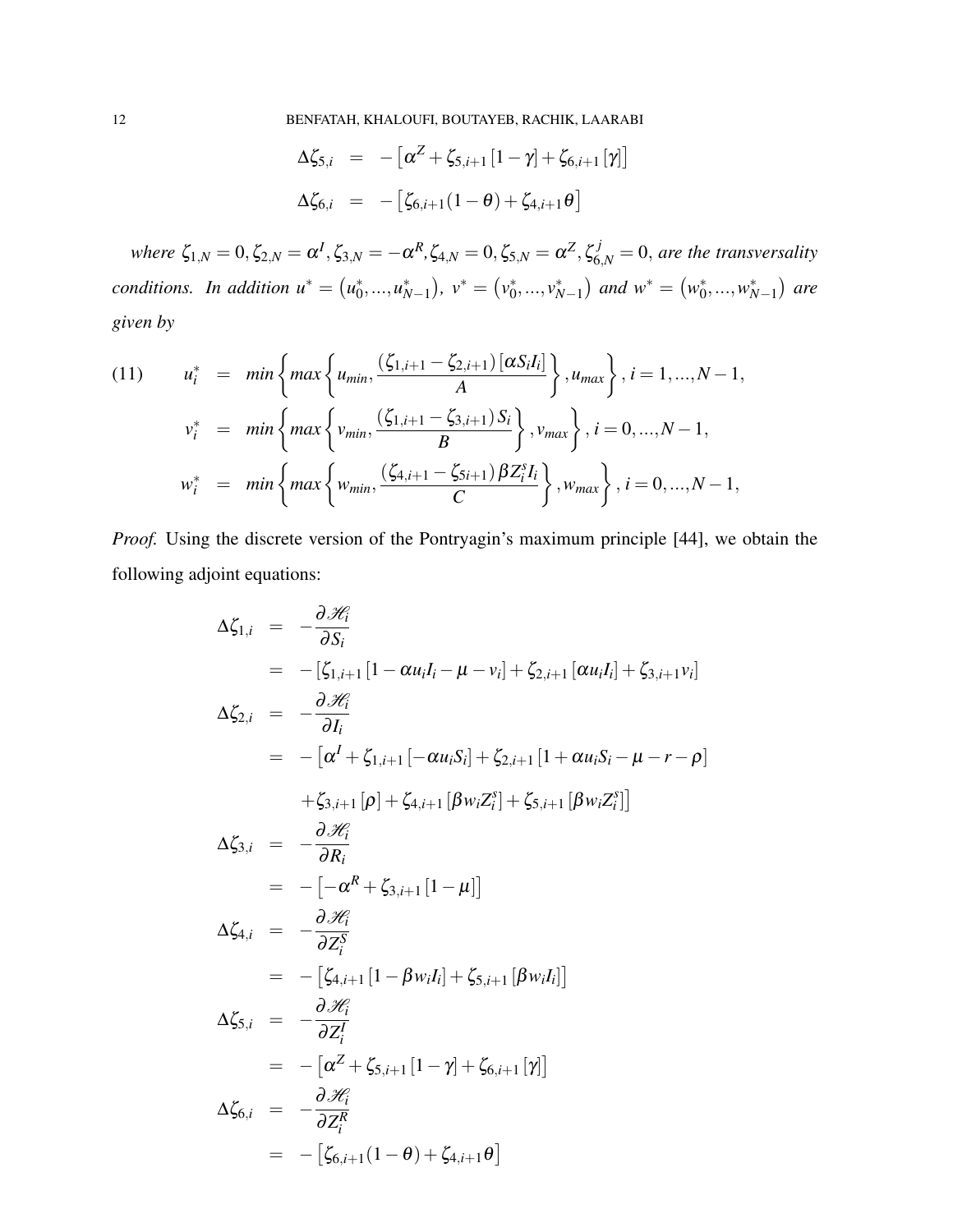$$
\begin{aligned}
\Delta\zeta_{5,i} &= -\left[\alpha^Z + \zeta_{5,i+1}\left[1-\gamma\right] + \zeta_{6,i+1}\left[\gamma\right]\right] \\
\Delta\zeta_{6,i} &= -\left[\zeta_{6,i+1}(1-\theta) + \zeta_{4,i+1}\theta\right]
\end{aligned}
$$

*where* $\zeta_{1,N} = 0, \zeta_{2,N} = \alpha^I, \zeta_{3,N} = -\alpha^R, \zeta_{4,N} = 0, \zeta_{5,N} = \alpha^Z, \zeta^j_{6,N} = 0$, *are the transversality conditions. In addition* $u^* = \left(u^*_0, ..., u^*_{N-1}\right)$, $v^* = \left(v^*_0, ..., v^*_{N-1}\right)$ *and* $w^* = \left(w^*_0, ..., w^*_{N-1}\right)$ *are given by*

$$
\begin{aligned}
(11) \qquad u^*_i &= min\left\{max\left\{u_{min}, \frac{(\zeta_{1,i+1} - \zeta_{2,i+1})\left[\alpha S_i I_i\right]}{A}\right\}, u_{max}\right\}, i = 1, ..., N-1, \\
v^*_i &= min\left\{max\left\{v_{min}, \frac{(\zeta_{1,i+1} - \zeta_{3,i+1}) S_i}{B}\right\}, v_{max}\right\}, i = 0, ..., N-1, \\
w^*_i &= min\left\{max\left\{w_{min}, \frac{(\zeta_{4,i+1} - \zeta_{5i+1})\beta Z^s_i I_i}{C}\right\}, w_{max}\right\}, i = 0, ..., N-1,
\end{aligned}
$$

*Proof.* Using the discrete version of the Pontryagin's maximum principle [44], we obtain the following adjoint equations:

$$
\begin{aligned}
\Delta\zeta_{1,i} &= -\frac{\partial \mathscr{H}_i}{\partial S_i} \\
&= -\left[\zeta_{1,i+1}\left[1 - \alpha u_i I_i - \mu - v_i\right] + \zeta_{2,i+1}\left[\alpha u_i I_i\right] + \zeta_{3,i+1} v_i\right] \\
\Delta\zeta_{2,i} &= -\frac{\partial \mathscr{H}_i}{\partial I_i} \\
&= -\left[\alpha^I + \zeta_{1,i+1}\left[-\alpha u_i S_i\right] + \zeta_{2,i+1}\left[1 + \alpha u_i S_i - \mu - r - \rho\right]\right. \\
&\qquad \left. + \zeta_{3,i+1}\left[\rho\right] + \zeta_{4,i+1}\left[\beta w_i Z^s_i\right] + \zeta_{5,i+1}\left[\beta w_i Z^s_i\right]\right] \\
\Delta\zeta_{3,i} &= -\frac{\partial \mathscr{H}_i}{\partial R_i} \\
&= -\left[-\alpha^R + \zeta_{3,i+1}\left[1-\mu\right]\right] \\
\Delta\zeta_{4,i} &= -\frac{\partial \mathscr{H}_i}{\partial Z^S_i} \\
&= -\left[\zeta_{4,i+1}\left[1 - \beta w_i I_i\right] + \zeta_{5,i+1}\left[\beta w_i I_i\right]\right] \\
\Delta\zeta_{5,i} &= -\frac{\partial \mathscr{H}_i}{\partial Z^I_i} \\
&= -\left[\alpha^Z + \zeta_{5,i+1}\left[1-\gamma\right] + \zeta_{6,i+1}\left[\gamma\right]\right] \\
\Delta\zeta_{6,i} &= -\frac{\partial \mathscr{H}_i}{\partial Z^R_i} \\
&= -\left[\zeta_{6,i+1}(1-\theta) + \zeta_{4,i+1}\theta\right]
\end{aligned}
$$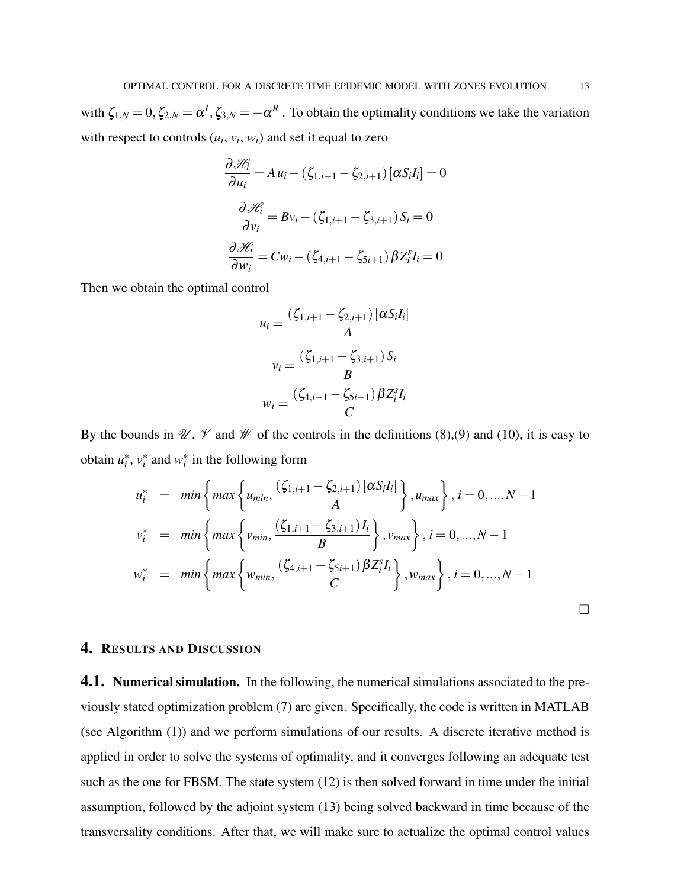with $\zeta_{1,N} = 0, \zeta_{2,N} = \alpha^I, \zeta_{3,N} = -\alpha^R$ . To obtain the optimality conditions we take the variation with respect to controls ($u_i$, $v_i$, $w_i$) and set it equal to zero

$$\frac{\partial \mathscr{H}_i}{\partial u_i} = A\,u_i - (\zeta_{1,i+1} - \zeta_{2,i+1})\,[\alpha S_i I_i] = 0$$

$$\frac{\partial \mathscr{H}_i}{\partial v_i} = Bv_i - (\zeta_{1,i+1} - \zeta_{3,i+1})\,S_i = 0$$

$$\frac{\partial \mathscr{H}_i}{\partial w_i} = Cw_i - (\zeta_{4,i+1} - \zeta_{5i+1})\,\beta Z_i^s I_i = 0$$

Then we obtain the optimal control

$$u_i = \frac{(\zeta_{1,i+1} - \zeta_{2,i+1})\,[\alpha S_i I_i]}{A}$$

$$v_i = \frac{(\zeta_{1,i+1} - \zeta_{3,i+1})\,S_i}{B}$$

$$w_i = \frac{(\zeta_{4,i+1} - \zeta_{5i+1})\,\beta Z_i^s I_i}{C}$$

By the bounds in $\mathscr{U}$, $\mathscr{V}$ and $\mathscr{W}$ of the controls in the definitions (8),(9) and (10), it is easy to obtain $u_i^*$, $v_i^*$ and $w_i^*$ in the following form

$$\begin{aligned}
u_i^* &= min\left\{max\left\{u_{min}, \frac{(\zeta_{1,i+1} - \zeta_{2,i+1})\,[\alpha S_i I_i]}{A}\right\}, u_{max}\right\},\ i = 0, ..., N-1 \\
v_i^* &= min\left\{max\left\{v_{min}, \frac{(\zeta_{1,i+1} - \zeta_{3,i+1})\,I_i}{B}\right\}, v_{max}\right\},\ i = 0, ..., N-1 \\
w_i^* &= min\left\{max\left\{w_{min}, \frac{(\zeta_{4,i+1} - \zeta_{5i+1})\,\beta Z_i^s I_i}{C}\right\}, w_{max}\right\},\ i = 0, ..., N-1
\end{aligned}$$

□

## 4. Results and Discussion

### 4.1. Numerical simulation.

In the following, the numerical simulations associated to the previously stated optimization problem (7) are given. Specifically, the code is written in MATLAB (see Algorithm (1)) and we perform simulations of our results. A discrete iterative method is applied in order to solve the systems of optimality, and it converges following an adequate test such as the one for FBSM. The state system (12) is then solved forward in time under the initial assumption, followed by the adjoint system (13) being solved backward in time because of the transversality conditions. After that, we will make sure to actualize the optimal control values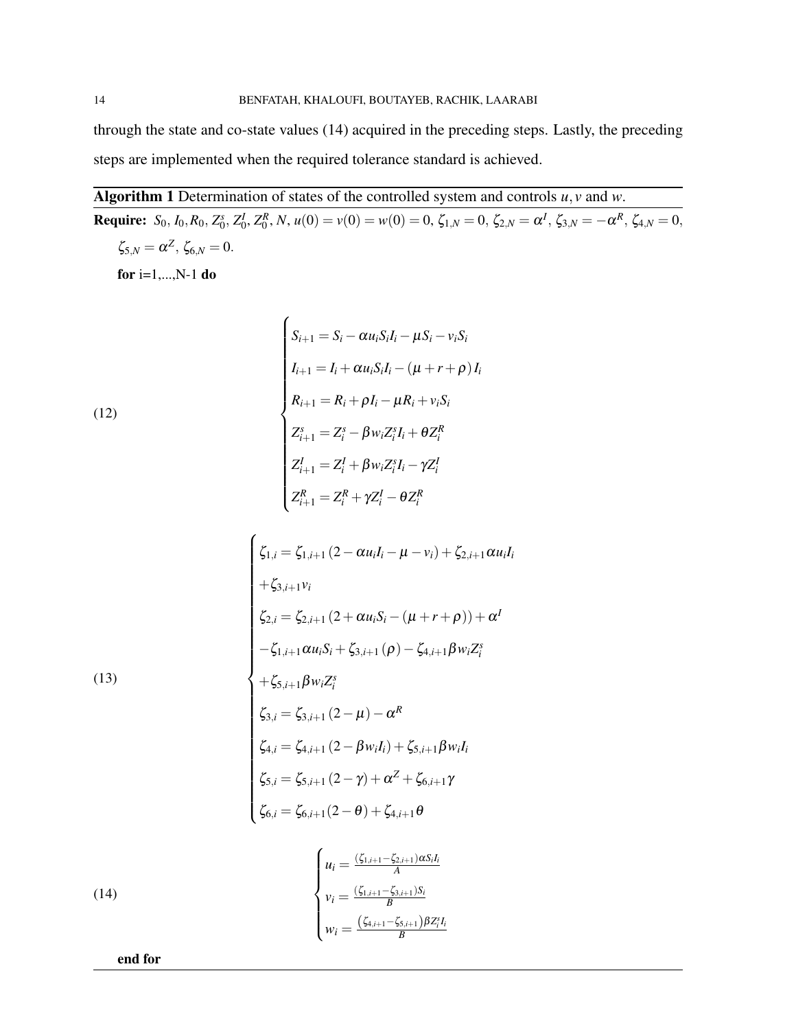through the state and co-state values (14) acquired in the preceding steps. Lastly, the preceding steps are implemented when the required tolerance standard is achieved.

---

**Algorithm 1** Determination of states of the controlled system and controls $u, v$ and $w$.

---

**Require:** $S_0$, $I_0, R_0$, $Z_0^s$, $Z_0^I$, $Z_0^R$, $N$, $u(0) = v(0) = w(0) = 0$, $\zeta_{1,N} = 0$, $\zeta_{2,N} = \alpha^I$, $\zeta_{3,N} = -\alpha^R$, $\zeta_{4,N} = 0$, $\zeta_{5,N} = \alpha^Z$, $\zeta_{6,N} = 0$.

**for** i=1,...,N-1 **do**

$$
\begin{cases}
S_{i+1} = S_i - \alpha u_i S_i I_i - \mu S_i - v_i S_i \\
I_{i+1} = I_i + \alpha u_i S_i I_i - (\mu + r + \rho) I_i \\
R_{i+1} = R_i + \rho I_i - \mu R_i + v_i S_i \\
Z_{i+1}^s = Z_i^s - \beta w_i Z_i^s I_i + \theta Z_i^R \\
Z_{i+1}^I = Z_i^I + \beta w_i Z_i^s I_i - \gamma Z_i^I \\
Z_{i+1}^R = Z_i^R + \gamma Z_i^I - \theta Z_i^R
\end{cases} \tag{12}
$$

$$
\begin{cases}
\zeta_{1,i} = \zeta_{1,i+1} (2 - \alpha u_i I_i - \mu - v_i) + \zeta_{2,i+1} \alpha u_i I_i \\
+ \zeta_{3,i+1} v_i \\
\zeta_{2,i} = \zeta_{2,i+1} (2 + \alpha u_i S_i - (\mu + r + \rho)) + \alpha^I \\
- \zeta_{1,i+1} \alpha u_i S_i + \zeta_{3,i+1} (\rho) - \zeta_{4,i+1} \beta w_i Z_i^s \\
+ \zeta_{5,i+1} \beta w_i Z_i^s \\
\zeta_{3,i} = \zeta_{3,i+1} (2 - \mu) - \alpha^R \\
\zeta_{4,i} = \zeta_{4,i+1} (2 - \beta w_i I_i) + \zeta_{5,i+1} \beta w_i I_i \\
\zeta_{5,i} = \zeta_{5,i+1} (2 - \gamma) + \alpha^Z + \zeta_{6,i+1} \gamma \\
\zeta_{6,i} = \zeta_{6,i+1} (2 - \theta) + \zeta_{4,i+1} \theta
\end{cases} \tag{13}
$$

$$
\begin{cases}
u_i = \frac{(\zeta_{1,i+1} - \zeta_{2,i+1}) \alpha S_i I_i}{A} \\
v_i = \frac{(\zeta_{1,i+1} - \zeta_{3,i+1}) S_i}{B} \\
w_i = \frac{\left(\zeta_{4,i+1} - \zeta_{5,i+1}\right) \beta Z_i^s I_i}{B}
\end{cases} \tag{14}
$$

**end for**

---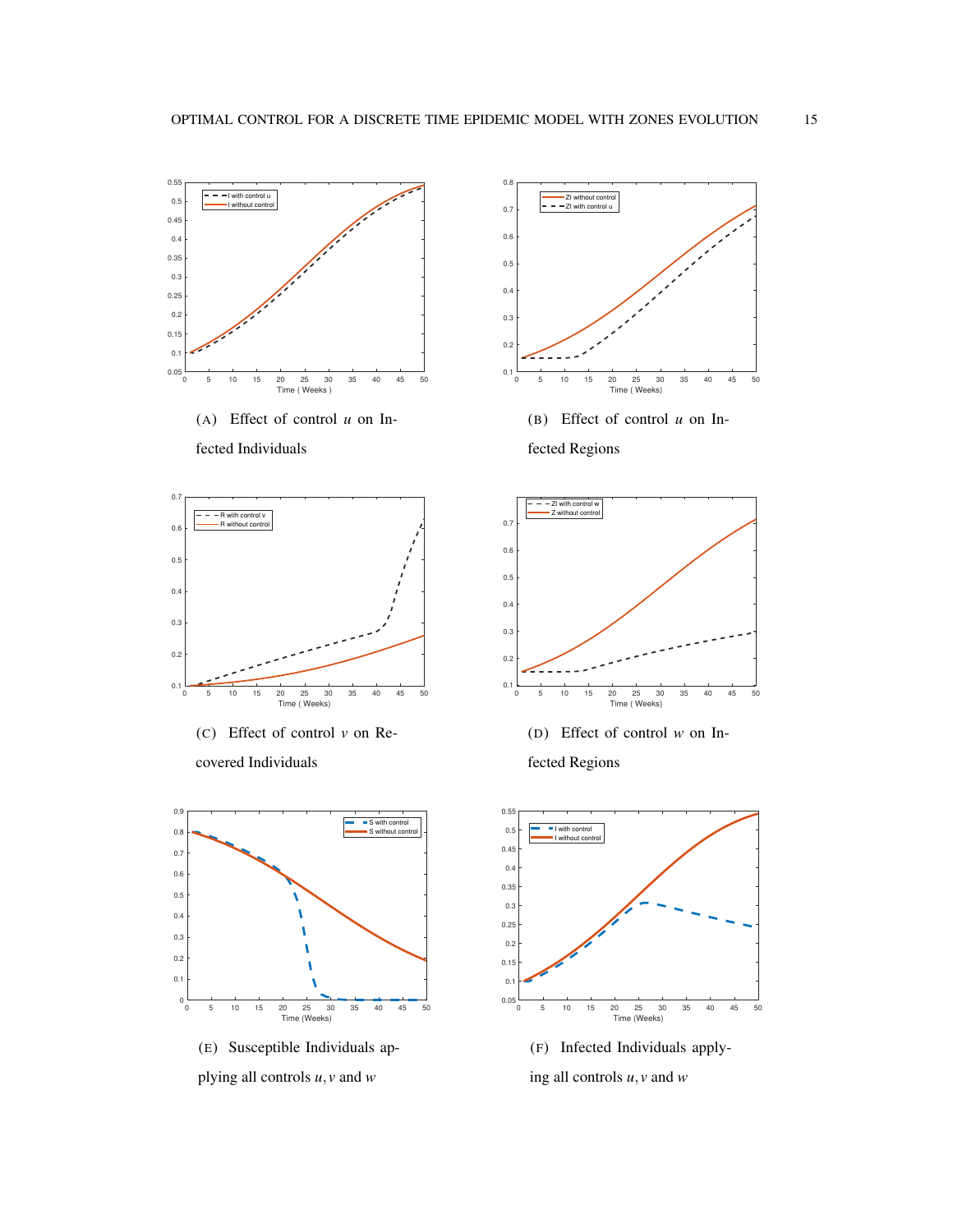(A) Effect of control $u$ on Infected Individuals

(B) Effect of control $u$ on Infected Regions

(C) Effect of control $v$ on Recovered Individuals

(D) Effect of control $w$ on Infected Regions

(E) Susceptible Individuals applying all controls $u, v$ and $w$

(F) Infected Individuals applying all controls $u, v$ and $w$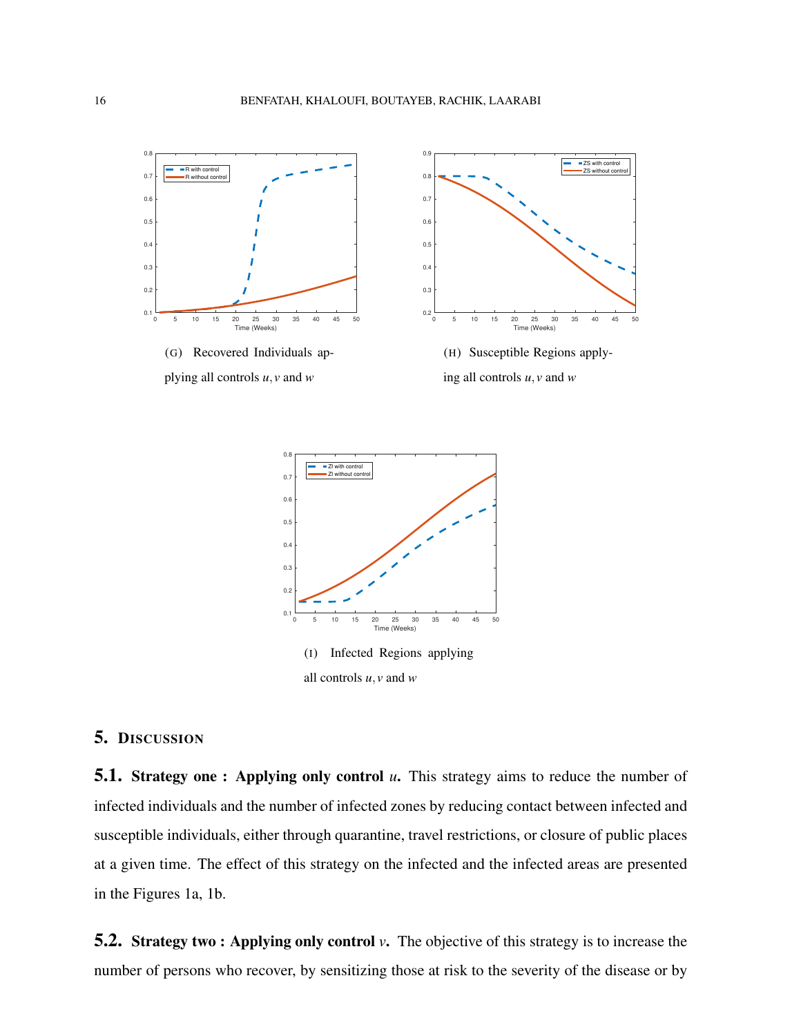(G) Recovered Individuals applying all controls $u, v$ and $w$

(H) Susceptible Regions applying all controls $u, v$ and $w$

(I) Infected Regions applying all controls $u, v$ and $w$

## 5. Discussion

### 5.1. Strategy one : Applying only control $u$.

This strategy aims to reduce the number of infected individuals and the number of infected zones by reducing contact between infected and susceptible individuals, either through quarantine, travel restrictions, or closure of public places at a given time. The effect of this strategy on the infected and the infected areas are presented in the Figures 1a, 1b.

### 5.2. Strategy two : Applying only control $v$.

The objective of this strategy is to increase the number of persons who recover, by sensitizing those at risk to the severity of the disease or by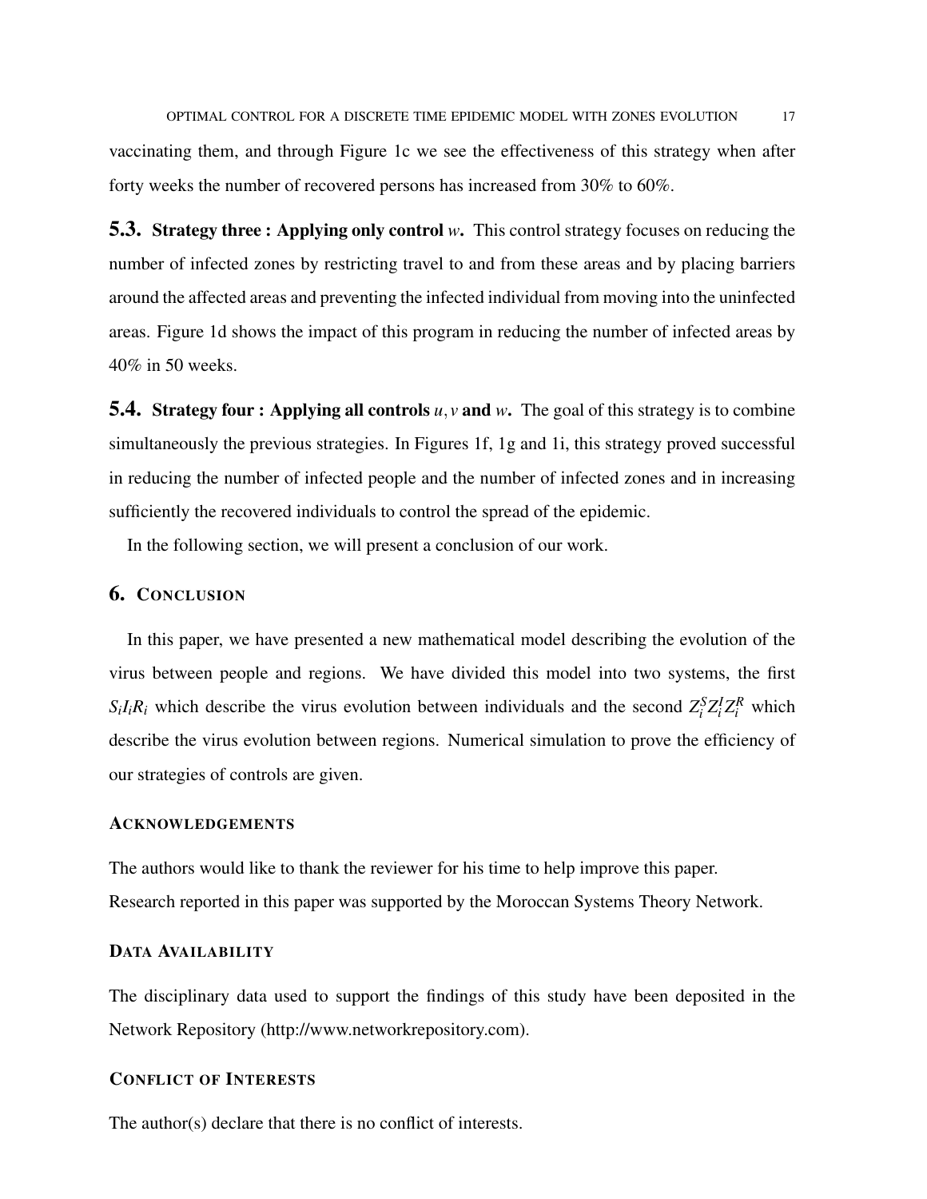vaccinating them, and through Figure 1c we see the effectiveness of this strategy when after forty weeks the number of recovered persons has increased from 30% to 60%.

### 5.3. Strategy three : Applying only control $w$.

This control strategy focuses on reducing the number of infected zones by restricting travel to and from these areas and by placing barriers around the affected areas and preventing the infected individual from moving into the uninfected areas. Figure 1d shows the impact of this program in reducing the number of infected areas by 40% in 50 weeks.

### 5.4. Strategy four : Applying all controls $u, v$ and $w$.

The goal of this strategy is to combine simultaneously the previous strategies. In Figures 1f, 1g and 1i, this strategy proved successful in reducing the number of infected people and the number of infected zones and in increasing sufficiently the recovered individuals to control the spread of the epidemic.

In the following section, we will present a conclusion of our work.

## 6. Conclusion

In this paper, we have presented a new mathematical model describing the evolution of the virus between people and regions. We have divided this model into two systems, the first $S_iI_iR_i$ which describe the virus evolution between individuals and the second $Z_i^S Z_i^I Z_i^R$ which describe the virus evolution between regions. Numerical simulation to prove the efficiency of our strategies of controls are given.

### Acknowledgements

The authors would like to thank the reviewer for his time to help improve this paper.
Research reported in this paper was supported by the Moroccan Systems Theory Network.

### Data Availability

The disciplinary data used to support the findings of this study have been deposited in the Network Repository (http://www.networkrepository.com).

### Conflict of Interests

The author(s) declare that there is no conflict of interests.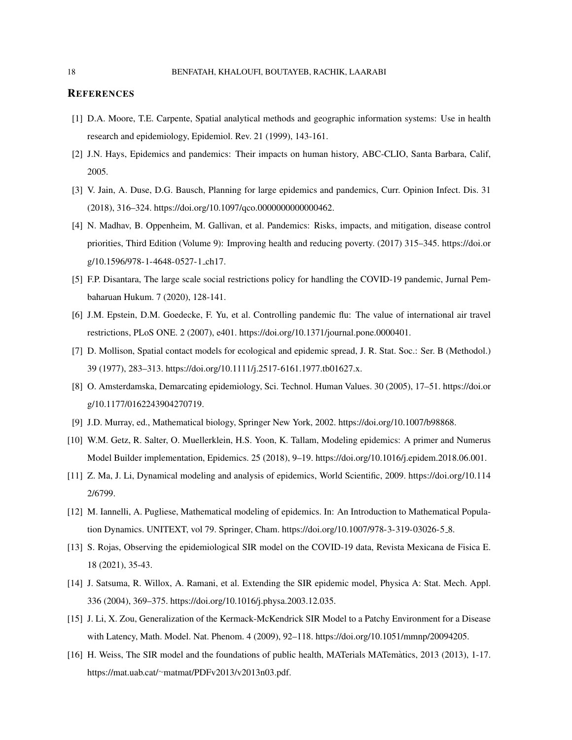## References

[1] D.A. Moore, T.E. Carpente, Spatial analytical methods and geographic information systems: Use in health research and epidemiology, Epidemiol. Rev. 21 (1999), 143-161.

[2] J.N. Hays, Epidemics and pandemics: Their impacts on human history, ABC-CLIO, Santa Barbara, Calif, 2005.

[3] V. Jain, A. Duse, D.G. Bausch, Planning for large epidemics and pandemics, Curr. Opinion Infect. Dis. 31 (2018), 316–324. https://doi.org/10.1097/qco.0000000000000462.

[4] N. Madhav, B. Oppenheim, M. Gallivan, et al. Pandemics: Risks, impacts, and mitigation, disease control priorities, Third Edition (Volume 9): Improving health and reducing poverty. (2017) 315–345. https://doi.org/10.1596/978-1-4648-0527-1_ch17.

[5] F.P. Disantara, The large scale social restrictions policy for handling the COVID-19 pandemic, Jurnal Pembaharuan Hukum. 7 (2020), 128-141.

[6] J.M. Epstein, D.M. Goedecke, F. Yu, et al. Controlling pandemic flu: The value of international air travel restrictions, PLoS ONE. 2 (2007), e401. https://doi.org/10.1371/journal.pone.0000401.

[7] D. Mollison, Spatial contact models for ecological and epidemic spread, J. R. Stat. Soc.: Ser. B (Methodol.) 39 (1977), 283–313. https://doi.org/10.1111/j.2517-6161.1977.tb01627.x.

[8] O. Amsterdamska, Demarcating epidemiology, Sci. Technol. Human Values. 30 (2005), 17–51. https://doi.org/10.1177/0162243904270719.

[9] J.D. Murray, ed., Mathematical biology, Springer New York, 2002. https://doi.org/10.1007/b98868.

[10] W.M. Getz, R. Salter, O. Muellerklein, H.S. Yoon, K. Tallam, Modeling epidemics: A primer and Numerus Model Builder implementation, Epidemics. 25 (2018), 9–19. https://doi.org/10.1016/j.epidem.2018.06.001.

[11] Z. Ma, J. Li, Dynamical modeling and analysis of epidemics, World Scientific, 2009. https://doi.org/10.1142/6799.

[12] M. Iannelli, A. Pugliese, Mathematical modeling of epidemics. In: An Introduction to Mathematical Population Dynamics. UNITEXT, vol 79. Springer, Cham. https://doi.org/10.1007/978-3-319-03026-5_8.

[13] S. Rojas, Observing the epidemiological SIR model on the COVID-19 data, Revista Mexicana de Fisica E. 18 (2021), 35-43.

[14] J. Satsuma, R. Willox, A. Ramani, et al. Extending the SIR epidemic model, Physica A: Stat. Mech. Appl. 336 (2004), 369–375. https://doi.org/10.1016/j.physa.2003.12.035.

[15] J. Li, X. Zou, Generalization of the Kermack-McKendrick SIR Model to a Patchy Environment for a Disease with Latency, Math. Model. Nat. Phenom. 4 (2009), 92–118. https://doi.org/10.1051/mmnp/20094205.

[16] H. Weiss, The SIR model and the foundations of public health, MATerials MATemàtics, 2013 (2013), 1-17. https://mat.uab.cat/~matmat/PDFv2013/v2013n03.pdf.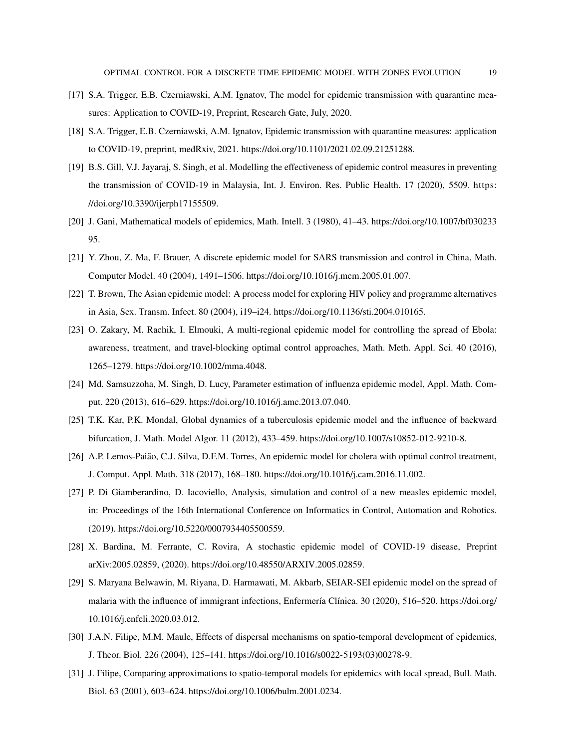[17] S.A. Trigger, E.B. Czerniawski, A.M. Ignatov, The model for epidemic transmission with quarantine measures: Application to COVID-19, Preprint, Research Gate, July, 2020.

[18] S.A. Trigger, E.B. Czerniawski, A.M. Ignatov, Epidemic transmission with quarantine measures: application to COVID-19, preprint, medRxiv, 2021. https://doi.org/10.1101/2021.02.09.21251288.

[19] B.S. Gill, V.J. Jayaraj, S. Singh, et al. Modelling the effectiveness of epidemic control measures in preventing the transmission of COVID-19 in Malaysia, Int. J. Environ. Res. Public Health. 17 (2020), 5509. https://doi.org/10.3390/ijerph17155509.

[20] J. Gani, Mathematical models of epidemics, Math. Intell. 3 (1980), 41–43. https://doi.org/10.1007/bf03023395.

[21] Y. Zhou, Z. Ma, F. Brauer, A discrete epidemic model for SARS transmission and control in China, Math. Computer Model. 40 (2004), 1491–1506. https://doi.org/10.1016/j.mcm.2005.01.007.

[22] T. Brown, The Asian epidemic model: A process model for exploring HIV policy and programme alternatives in Asia, Sex. Transm. Infect. 80 (2004), i19–i24. https://doi.org/10.1136/sti.2004.010165.

[23] O. Zakary, M. Rachik, I. Elmouki, A multi-regional epidemic model for controlling the spread of Ebola: awareness, treatment, and travel-blocking optimal control approaches, Math. Meth. Appl. Sci. 40 (2016), 1265–1279. https://doi.org/10.1002/mma.4048.

[24] Md. Samsuzzoha, M. Singh, D. Lucy, Parameter estimation of influenza epidemic model, Appl. Math. Comput. 220 (2013), 616–629. https://doi.org/10.1016/j.amc.2013.07.040.

[25] T.K. Kar, P.K. Mondal, Global dynamics of a tuberculosis epidemic model and the influence of backward bifurcation, J. Math. Model Algor. 11 (2012), 433–459. https://doi.org/10.1007/s10852-012-9210-8.

[26] A.P. Lemos-Paião, C.J. Silva, D.F.M. Torres, An epidemic model for cholera with optimal control treatment, J. Comput. Appl. Math. 318 (2017), 168–180. https://doi.org/10.1016/j.cam.2016.11.002.

[27] P. Di Giamberardino, D. Iacoviello, Analysis, simulation and control of a new measles epidemic model, in: Proceedings of the 16th International Conference on Informatics in Control, Automation and Robotics. (2019). https://doi.org/10.5220/0007934405500559.

[28] X. Bardina, M. Ferrante, C. Rovira, A stochastic epidemic model of COVID-19 disease, Preprint arXiv:2005.02859, (2020). https://doi.org/10.48550/ARXIV.2005.02859.

[29] S. Maryana Belwawin, M. Riyana, D. Harmawati, M. Akbarb, SEIAR-SEI epidemic model on the spread of malaria with the influence of immigrant infections, Enfermería Clínica. 30 (2020), 516–520. https://doi.org/10.1016/j.enfcli.2020.03.012.

[30] J.A.N. Filipe, M.M. Maule, Effects of dispersal mechanisms on spatio-temporal development of epidemics, J. Theor. Biol. 226 (2004), 125–141. https://doi.org/10.1016/s0022-5193(03)00278-9.

[31] J. Filipe, Comparing approximations to spatio-temporal models for epidemics with local spread, Bull. Math. Biol. 63 (2001), 603–624. https://doi.org/10.1006/bulm.2001.0234.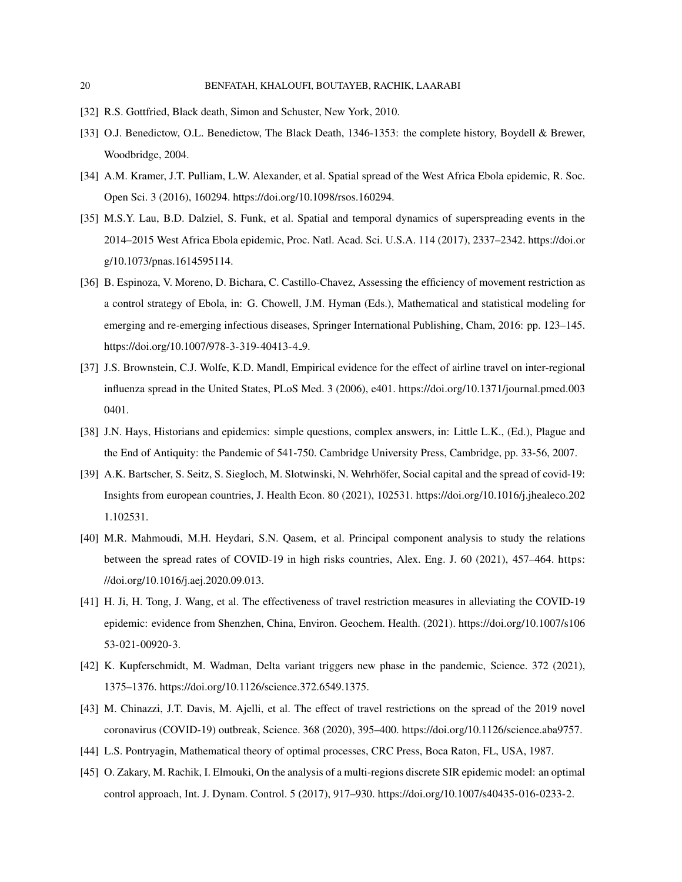[32] R.S. Gottfried, Black death, Simon and Schuster, New York, 2010.

[33] O.J. Benedictow, O.L. Benedictow, The Black Death, 1346-1353: the complete history, Boydell & Brewer, Woodbridge, 2004.

[34] A.M. Kramer, J.T. Pulliam, L.W. Alexander, et al. Spatial spread of the West Africa Ebola epidemic, R. Soc. Open Sci. 3 (2016), 160294. https://doi.org/10.1098/rsos.160294.

[35] M.S.Y. Lau, B.D. Dalziel, S. Funk, et al. Spatial and temporal dynamics of superspreading events in the 2014–2015 West Africa Ebola epidemic, Proc. Natl. Acad. Sci. U.S.A. 114 (2017), 2337–2342. https://doi.org/10.1073/pnas.1614595114.

[36] B. Espinoza, V. Moreno, D. Bichara, C. Castillo-Chavez, Assessing the efficiency of movement restriction as a control strategy of Ebola, in: G. Chowell, J.M. Hyman (Eds.), Mathematical and statistical modeling for emerging and re-emerging infectious diseases, Springer International Publishing, Cham, 2016: pp. 123–145. https://doi.org/10.1007/978-3-319-40413-4_9.

[37] J.S. Brownstein, C.J. Wolfe, K.D. Mandl, Empirical evidence for the effect of airline travel on inter-regional influenza spread in the United States, PLoS Med. 3 (2006), e401. https://doi.org/10.1371/journal.pmed.0030401.

[38] J.N. Hays, Historians and epidemics: simple questions, complex answers, in: Little L.K., (Ed.), Plague and the End of Antiquity: the Pandemic of 541-750. Cambridge University Press, Cambridge, pp. 33-56, 2007.

[39] A.K. Bartscher, S. Seitz, S. Siegloch, M. Slotwinski, N. Wehrhöfer, Social capital and the spread of covid-19: Insights from european countries, J. Health Econ. 80 (2021), 102531. https://doi.org/10.1016/j.jhealeco.2021.102531.

[40] M.R. Mahmoudi, M.H. Heydari, S.N. Qasem, et al. Principal component analysis to study the relations between the spread rates of COVID-19 in high risks countries, Alex. Eng. J. 60 (2021), 457–464. https://doi.org/10.1016/j.aej.2020.09.013.

[41] H. Ji, H. Tong, J. Wang, et al. The effectiveness of travel restriction measures in alleviating the COVID-19 epidemic: evidence from Shenzhen, China, Environ. Geochem. Health. (2021). https://doi.org/10.1007/s10653-021-00920-3.

[42] K. Kupferschmidt, M. Wadman, Delta variant triggers new phase in the pandemic, Science. 372 (2021), 1375–1376. https://doi.org/10.1126/science.372.6549.1375.

[43] M. Chinazzi, J.T. Davis, M. Ajelli, et al. The effect of travel restrictions on the spread of the 2019 novel coronavirus (COVID-19) outbreak, Science. 368 (2020), 395–400. https://doi.org/10.1126/science.aba9757.

[44] L.S. Pontryagin, Mathematical theory of optimal processes, CRC Press, Boca Raton, FL, USA, 1987.

[45] O. Zakary, M. Rachik, I. Elmouki, On the analysis of a multi-regions discrete SIR epidemic model: an optimal control approach, Int. J. Dynam. Control. 5 (2017), 917–930. https://doi.org/10.1007/s40435-016-0233-2.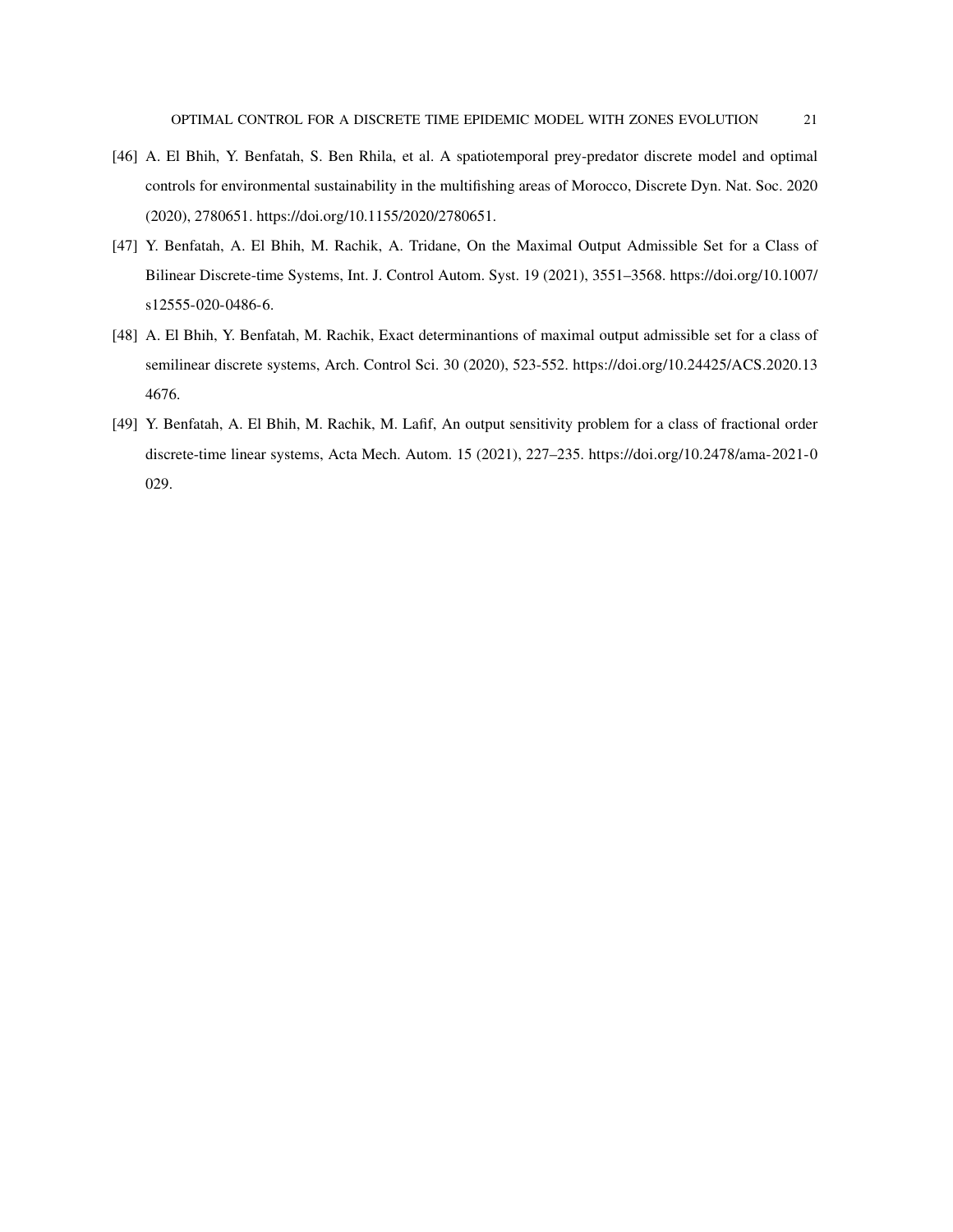[46] A. El Bhih, Y. Benfatah, S. Ben Rhila, et al. A spatiotemporal prey-predator discrete model and optimal controls for environmental sustainability in the multifishing areas of Morocco, Discrete Dyn. Nat. Soc. 2020 (2020), 2780651. https://doi.org/10.1155/2020/2780651.

[47] Y. Benfatah, A. El Bhih, M. Rachik, A. Tridane, On the Maximal Output Admissible Set for a Class of Bilinear Discrete-time Systems, Int. J. Control Autom. Syst. 19 (2021), 3551–3568. https://doi.org/10.1007/s12555-020-0486-6.

[48] A. El Bhih, Y. Benfatah, M. Rachik, Exact determinantions of maximal output admissible set for a class of semilinear discrete systems, Arch. Control Sci. 30 (2020), 523-552. https://doi.org/10.24425/ACS.2020.134676.

[49] Y. Benfatah, A. El Bhih, M. Rachik, M. Lafif, An output sensitivity problem for a class of fractional order discrete-time linear systems, Acta Mech. Autom. 15 (2021), 227–235. https://doi.org/10.2478/ama-2021-0029.